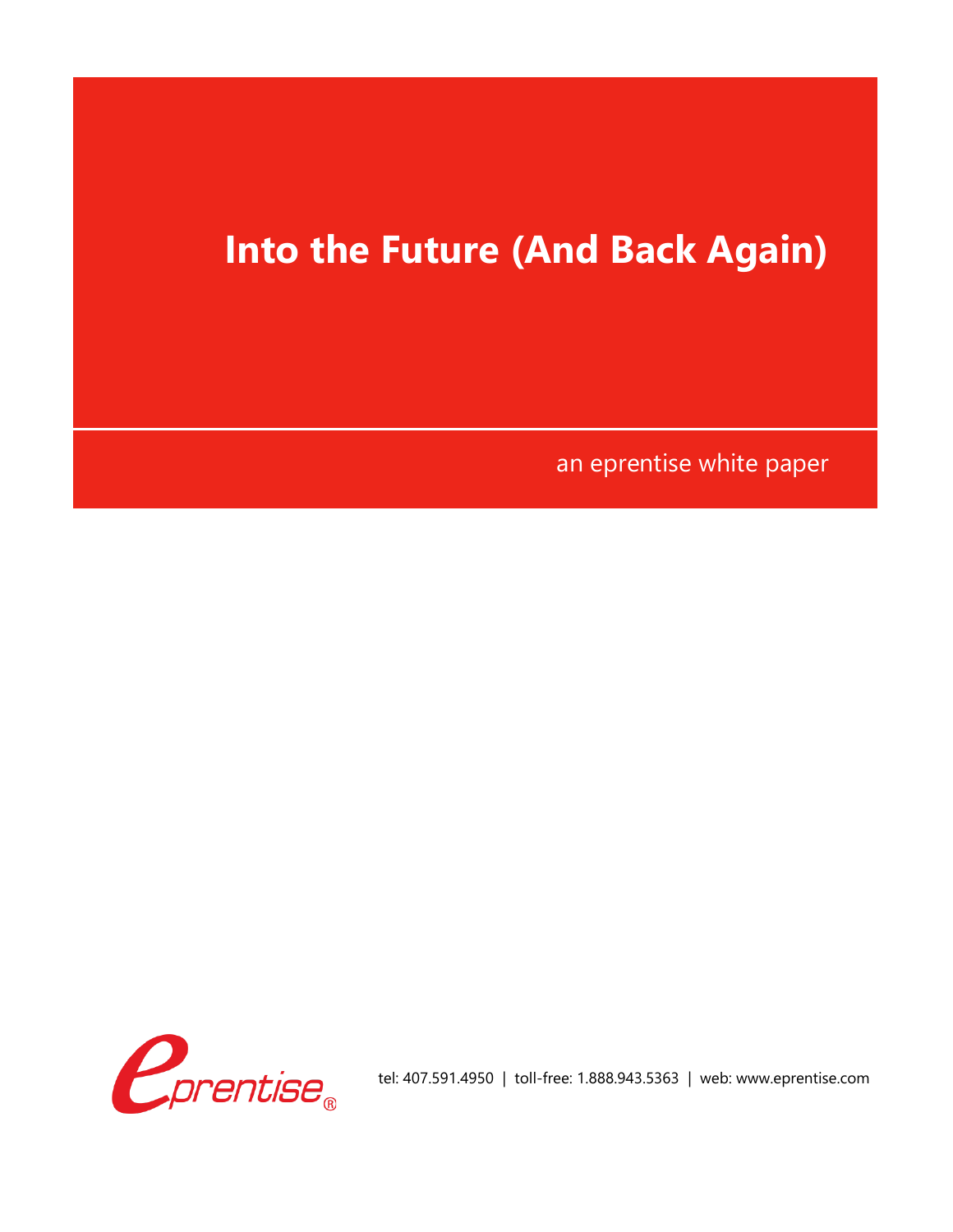# Into the Future (And Back Again)

an eprentise white paper

tel: 407.591.4950 | toll-free: 1.888.943.5363 | web: www.eprentise.com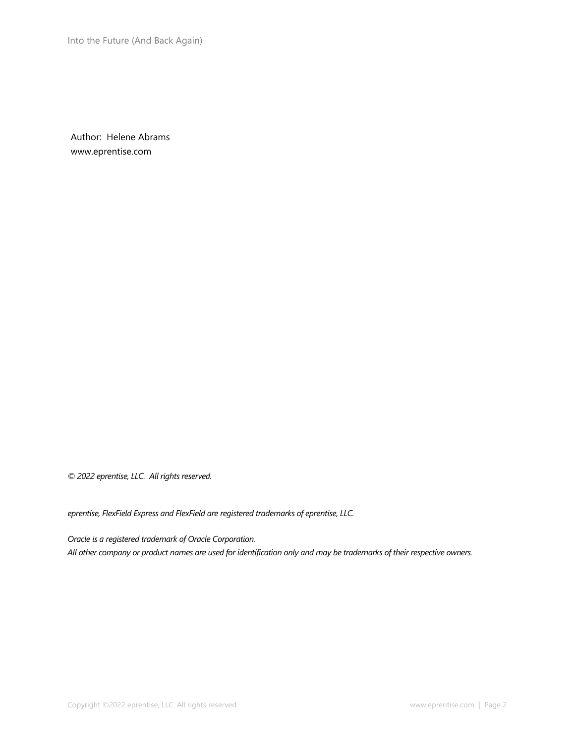Author: Helene Abrams
www.eprentise.com

*© 2022 eprentise, LLC. All rights reserved.*

*eprentise, FlexField Express and FlexField are registered trademarks of eprentise, LLC.*

*Oracle is a registered trademark of Oracle Corporation.*
*All other company or product names are used for identification only and may be trademarks of their respective owners.*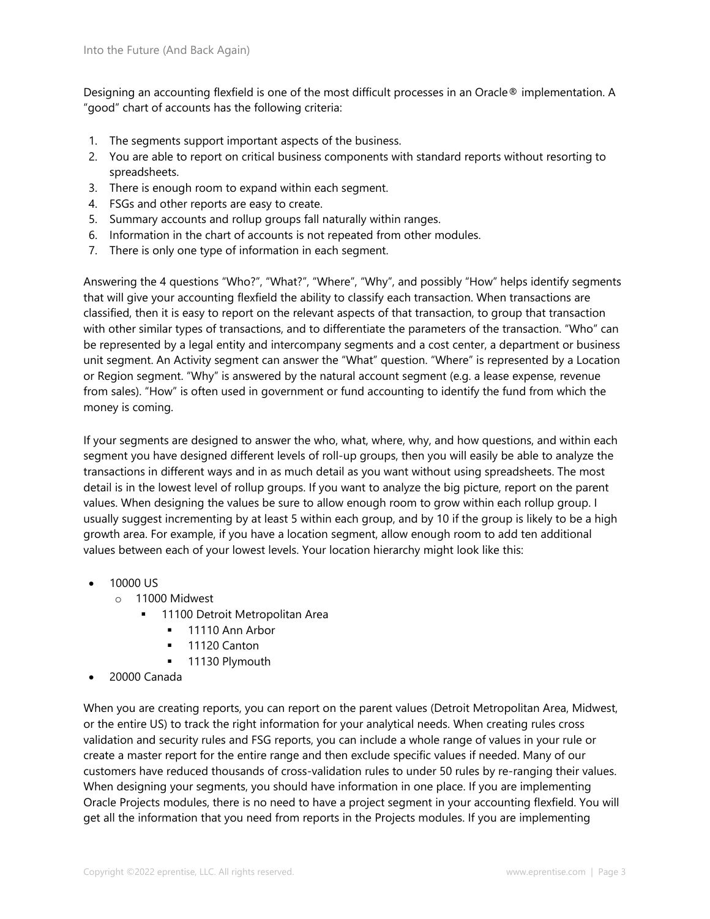Designing an accounting flexfield is one of the most difficult processes in an Oracle® implementation. A "good" chart of accounts has the following criteria:

1. The segments support important aspects of the business.
2. You are able to report on critical business components with standard reports without resorting to spreadsheets.
3. There is enough room to expand within each segment.
4. FSGs and other reports are easy to create.
5. Summary accounts and rollup groups fall naturally within ranges.
6. Information in the chart of accounts is not repeated from other modules.
7. There is only one type of information in each segment.

Answering the 4 questions "Who?", "What?", "Where", "Why", and possibly "How" helps identify segments that will give your accounting flexfield the ability to classify each transaction. When transactions are classified, then it is easy to report on the relevant aspects of that transaction, to group that transaction with other similar types of transactions, and to differentiate the parameters of the transaction. "Who" can be represented by a legal entity and intercompany segments and a cost center, a department or business unit segment. An Activity segment can answer the "What" question. "Where" is represented by a Location or Region segment. "Why" is answered by the natural account segment (e.g. a lease expense, revenue from sales). "How" is often used in government or fund accounting to identify the fund from which the money is coming.

If your segments are designed to answer the who, what, where, why, and how questions, and within each segment you have designed different levels of roll-up groups, then you will easily be able to analyze the transactions in different ways and in as much detail as you want without using spreadsheets. The most detail is in the lowest level of rollup groups. If you want to analyze the big picture, report on the parent values. When designing the values be sure to allow enough room to grow within each rollup group. I usually suggest incrementing by at least 5 within each group, and by 10 if the group is likely to be a high growth area. For example, if you have a location segment, allow enough room to add ten additional values between each of your lowest levels. Your location hierarchy might look like this:

- 10000 US
  - 11000 Midwest
    - 11100 Detroit Metropolitan Area
      - 11110 Ann Arbor
      - 11120 Canton
      - 11130 Plymouth
- 20000 Canada

When you are creating reports, you can report on the parent values (Detroit Metropolitan Area, Midwest, or the entire US) to track the right information for your analytical needs. When creating rules cross validation and security rules and FSG reports, you can include a whole range of values in your rule or create a master report for the entire range and then exclude specific values if needed. Many of our customers have reduced thousands of cross-validation rules to under 50 rules by re-ranging their values. When designing your segments, you should have information in one place. If you are implementing Oracle Projects modules, there is no need to have a project segment in your accounting flexfield. You will get all the information that you need from reports in the Projects modules. If you are implementing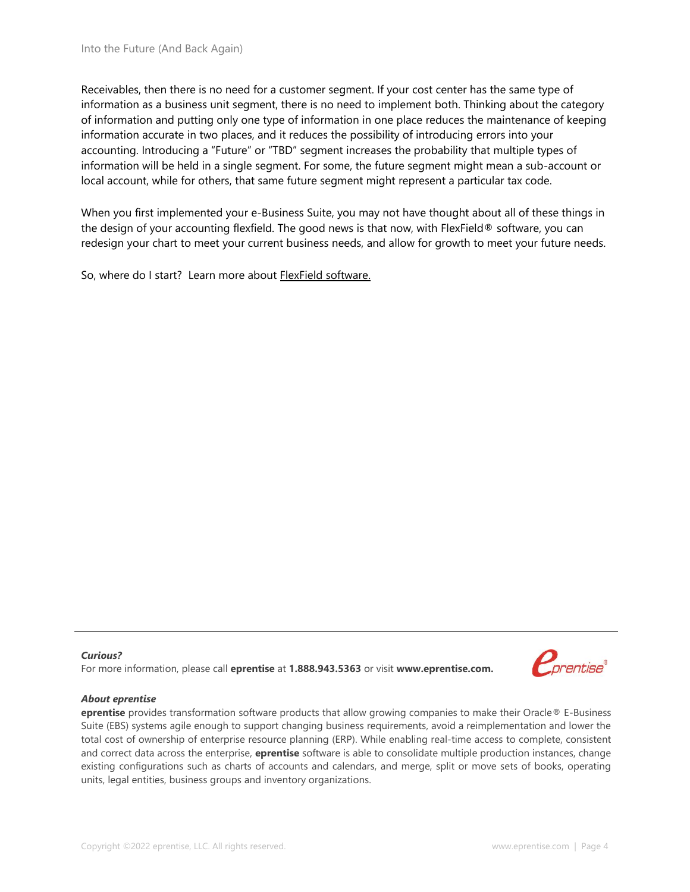Receivables, then there is no need for a customer segment. If your cost center has the same type of information as a business unit segment, there is no need to implement both. Thinking about the category of information and putting only one type of information in one place reduces the maintenance of keeping information accurate in two places, and it reduces the possibility of introducing errors into your accounting. Introducing a "Future" or "TBD" segment increases the probability that multiple types of information will be held in a single segment. For some, the future segment might mean a sub-account or local account, while for others, that same future segment might represent a particular tax code.

When you first implemented your e-Business Suite, you may not have thought about all of these things in the design of your accounting flexfield. The good news is that now, with FlexField® software, you can redesign your chart to meet your current business needs, and allow for growth to meet your future needs.

So, where do I start? Learn more about FlexField software.

---

***Curious?***
For more information, please call **eprentise** at **1.888.943.5363** or visit **www.eprentise.com.**

***About eprentise***
**eprentise** provides transformation software products that allow growing companies to make their Oracle® E-Business Suite (EBS) systems agile enough to support changing business requirements, avoid a reimplementation and lower the total cost of ownership of enterprise resource planning (ERP). While enabling real-time access to complete, consistent and correct data across the enterprise, **eprentise** software is able to consolidate multiple production instances, change existing configurations such as charts of accounts and calendars, and merge, split or move sets of books, operating units, legal entities, business groups and inventory organizations.

Copyright ©2022 eprentise, LLC. All rights reserved.